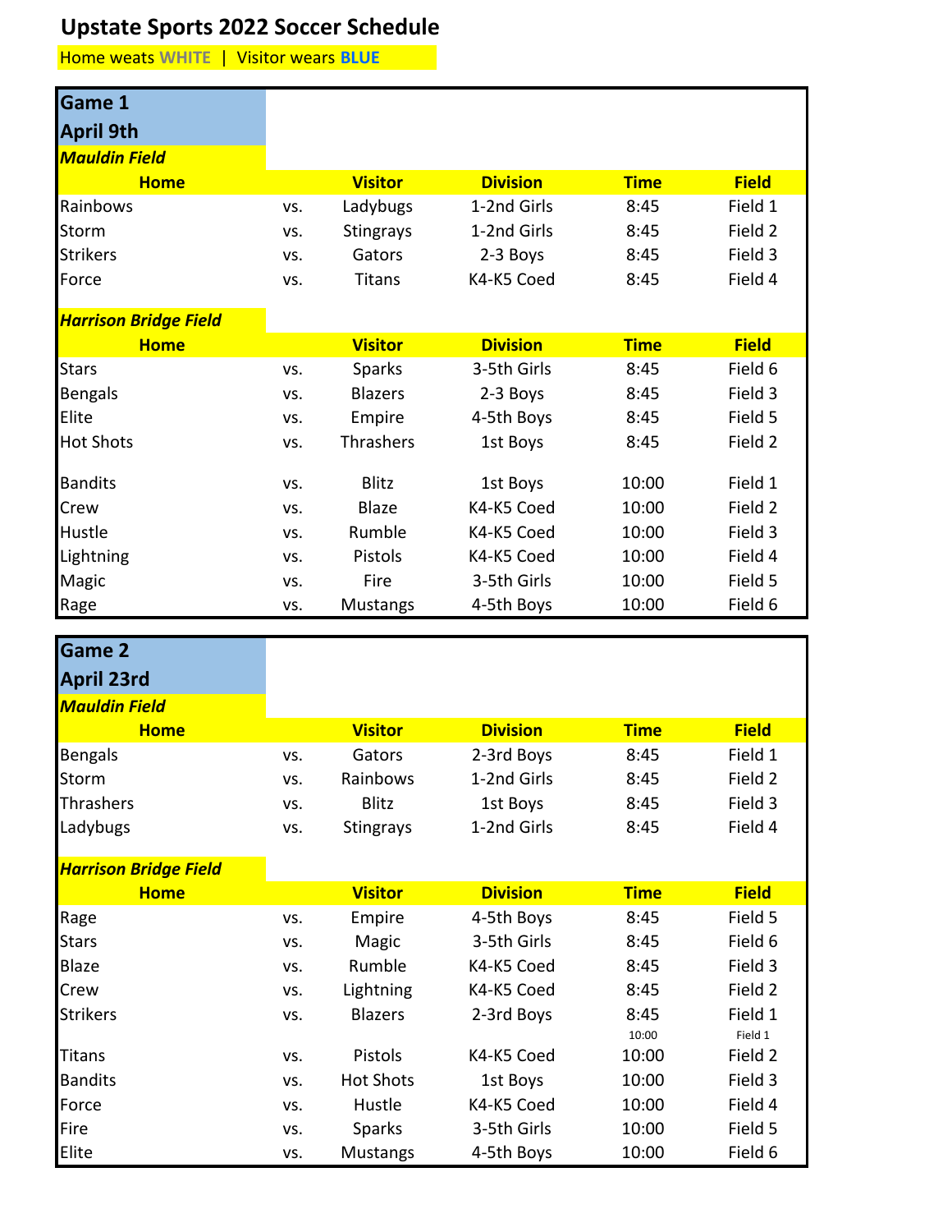# Upstate Sports 2022 Soccer Schedule

Home weats WHITE | Visitor wears BLUE

## Game 1
## April 9th

***Mauldin Field***

| Home | | Visitor | Division | Time | Field |
|---|---|---|---|---|---|
| Rainbows | vs. | Ladybugs | 1-2nd Girls | 8:45 | Field 1 |
| Storm | vs. | Stingrays | 1-2nd Girls | 8:45 | Field 2 |
| Strikers | vs. | Gators | 2-3 Boys | 8:45 | Field 3 |
| Force | vs. | Titans | K4-K5 Coed | 8:45 | Field 4 |

***Harrison Bridge Field***

| Home | | Visitor | Division | Time | Field |
|---|---|---|---|---|---|
| Stars | vs. | Sparks | 3-5th Girls | 8:45 | Field 6 |
| Bengals | vs. | Blazers | 2-3 Boys | 8:45 | Field 3 |
| Elite | vs. | Empire | 4-5th Boys | 8:45 | Field 5 |
| Hot Shots | vs. | Thrashers | 1st Boys | 8:45 | Field 2 |
| Bandits | vs. | Blitz | 1st Boys | 10:00 | Field 1 |
| Crew | vs. | Blaze | K4-K5 Coed | 10:00 | Field 2 |
| Hustle | vs. | Rumble | K4-K5 Coed | 10:00 | Field 3 |
| Lightning | vs. | Pistols | K4-K5 Coed | 10:00 | Field 4 |
| Magic | vs. | Fire | 3-5th Girls | 10:00 | Field 5 |
| Rage | vs. | Mustangs | 4-5th Boys | 10:00 | Field 6 |

## Game 2
## April 23rd

***Mauldin Field***

| Home | | Visitor | Division | Time | Field |
|---|---|---|---|---|---|
| Bengals | vs. | Gators | 2-3rd Boys | 8:45 | Field 1 |
| Storm | vs. | Rainbows | 1-2nd Girls | 8:45 | Field 2 |
| Thrashers | vs. | Blitz | 1st Boys | 8:45 | Field 3 |
| Ladybugs | vs. | Stingrays | 1-2nd Girls | 8:45 | Field 4 |

***Harrison Bridge Field***

| Home | | Visitor | Division | Time | Field |
|---|---|---|---|---|---|
| Rage | vs. | Empire | 4-5th Boys | 8:45 | Field 5 |
| Stars | vs. | Magic | 3-5th Girls | 8:45 | Field 6 |
| Blaze | vs. | Rumble | K4-K5 Coed | 8:45 | Field 3 |
| Crew | vs. | Lightning | K4-K5 Coed | 8:45 | Field 2 |
| Strikers | vs. | Blazers | 2-3rd Boys | 8:45 | Field 1 |
| | | | | 10:00 | Field 1 |
| Titans | vs. | Pistols | K4-K5 Coed | 10:00 | Field 2 |
| Bandits | vs. | Hot Shots | 1st Boys | 10:00 | Field 3 |
| Force | vs. | Hustle | K4-K5 Coed | 10:00 | Field 4 |
| Fire | vs. | Sparks | 3-5th Girls | 10:00 | Field 5 |
| Elite | vs. | Mustangs | 4-5th Boys | 10:00 | Field 6 |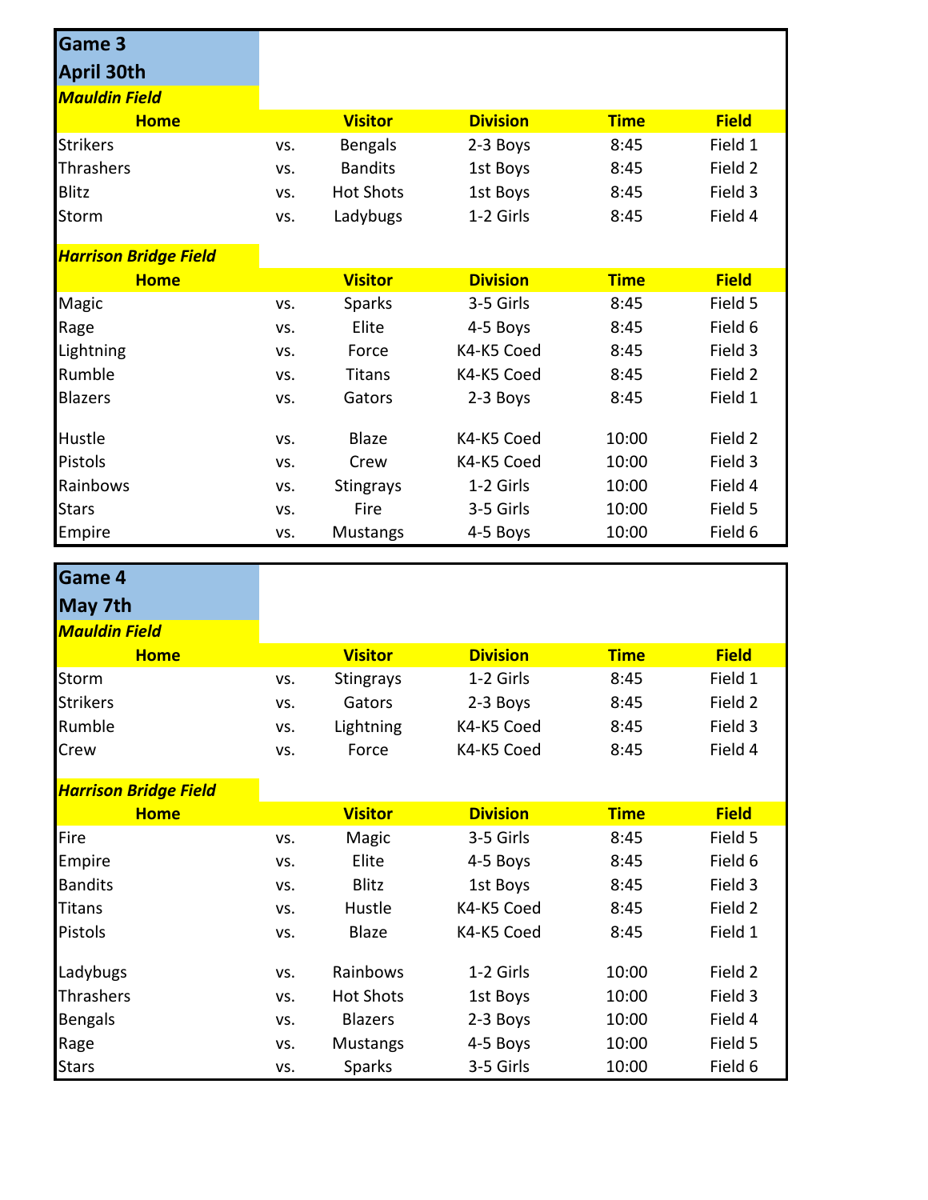## Game 3
## April 30th

### *Mauldin Field*

| Home | | Visitor | Division | Time | Field |
|---|---|---|---|---|---|
| Strikers | vs. | Bengals | 2-3 Boys | 8:45 | Field 1 |
| Thrashers | vs. | Bandits | 1st Boys | 8:45 | Field 2 |
| Blitz | vs. | Hot Shots | 1st Boys | 8:45 | Field 3 |
| Storm | vs. | Ladybugs | 1-2 Girls | 8:45 | Field 4 |

### *Harrison Bridge Field*

| Home | | Visitor | Division | Time | Field |
|---|---|---|---|---|---|
| Magic | vs. | Sparks | 3-5 Girls | 8:45 | Field 5 |
| Rage | vs. | Elite | 4-5 Boys | 8:45 | Field 6 |
| Lightning | vs. | Force | K4-K5 Coed | 8:45 | Field 3 |
| Rumble | vs. | Titans | K4-K5 Coed | 8:45 | Field 2 |
| Blazers | vs. | Gators | 2-3 Boys | 8:45 | Field 1 |
| | | | | | |
| Hustle | vs. | Blaze | K4-K5 Coed | 10:00 | Field 2 |
| Pistols | vs. | Crew | K4-K5 Coed | 10:00 | Field 3 |
| Rainbows | vs. | Stingrays | 1-2 Girls | 10:00 | Field 4 |
| Stars | vs. | Fire | 3-5 Girls | 10:00 | Field 5 |
| Empire | vs. | Mustangs | 4-5 Boys | 10:00 | Field 6 |

## Game 4
## May 7th

### *Mauldin Field*

| Home | | Visitor | Division | Time | Field |
|---|---|---|---|---|---|
| Storm | vs. | Stingrays | 1-2 Girls | 8:45 | Field 1 |
| Strikers | vs. | Gators | 2-3 Boys | 8:45 | Field 2 |
| Rumble | vs. | Lightning | K4-K5 Coed | 8:45 | Field 3 |
| Crew | vs. | Force | K4-K5 Coed | 8:45 | Field 4 |

### *Harrison Bridge Field*

| Home | | Visitor | Division | Time | Field |
|---|---|---|---|---|---|
| Fire | vs. | Magic | 3-5 Girls | 8:45 | Field 5 |
| Empire | vs. | Elite | 4-5 Boys | 8:45 | Field 6 |
| Bandits | vs. | Blitz | 1st Boys | 8:45 | Field 3 |
| Titans | vs. | Hustle | K4-K5 Coed | 8:45 | Field 2 |
| Pistols | vs. | Blaze | K4-K5 Coed | 8:45 | Field 1 |
| | | | | | |
| Ladybugs | vs. | Rainbows | 1-2 Girls | 10:00 | Field 2 |
| Thrashers | vs. | Hot Shots | 1st Boys | 10:00 | Field 3 |
| Bengals | vs. | Blazers | 2-3 Boys | 10:00 | Field 4 |
| Rage | vs. | Mustangs | 4-5 Boys | 10:00 | Field 5 |
| Stars | vs. | Sparks | 3-5 Girls | 10:00 | Field 6 |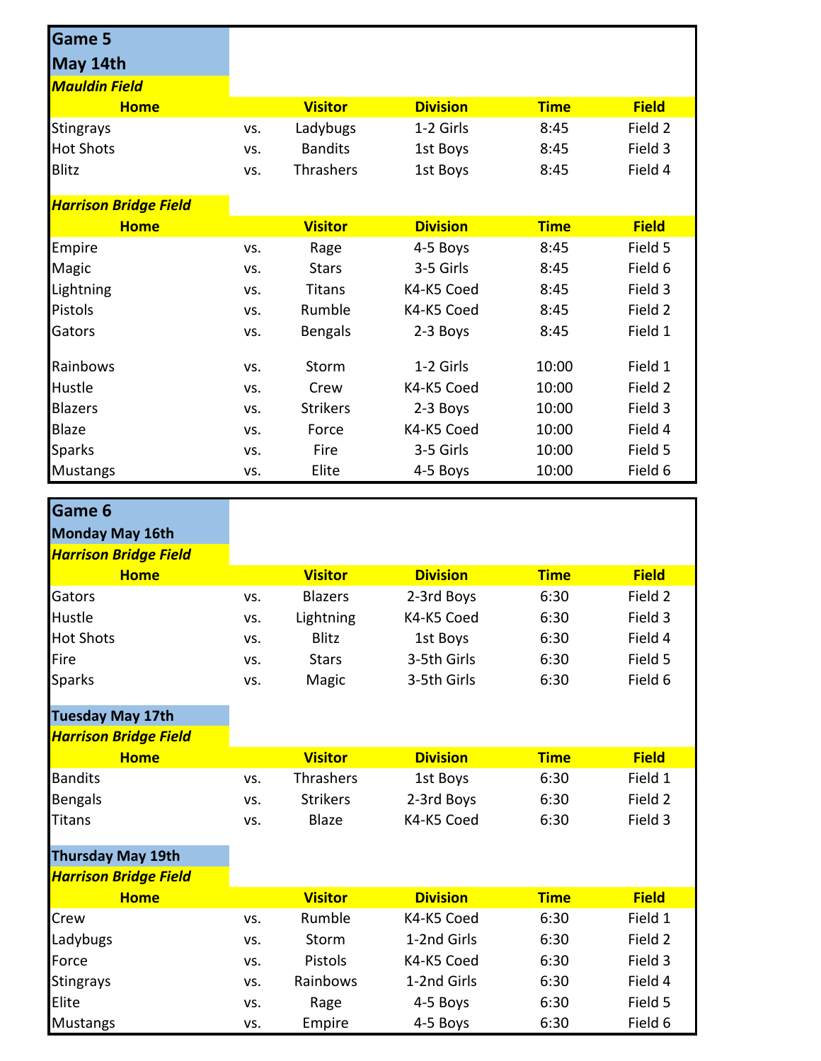## Game 5
## May 14th

*Mauldin Field*

| Home | | Visitor | Division | Time | Field |
|---|---|---|---|---|---|
| Stingrays | vs. | Ladybugs | 1-2 Girls | 8:45 | Field 2 |
| Hot Shots | vs. | Bandits | 1st Boys | 8:45 | Field 3 |
| Blitz | vs. | Thrashers | 1st Boys | 8:45 | Field 4 |

*Harrison Bridge Field*

| Home | | Visitor | Division | Time | Field |
|---|---|---|---|---|---|
| Empire | vs. | Rage | 4-5 Boys | 8:45 | Field 5 |
| Magic | vs. | Stars | 3-5 Girls | 8:45 | Field 6 |
| Lightning | vs. | Titans | K4-K5 Coed | 8:45 | Field 3 |
| Pistols | vs. | Rumble | K4-K5 Coed | 8:45 | Field 2 |
| Gators | vs. | Bengals | 2-3 Boys | 8:45 | Field 1 |
| | | | | | |
| Rainbows | vs. | Storm | 1-2 Girls | 10:00 | Field 1 |
| Hustle | vs. | Crew | K4-K5 Coed | 10:00 | Field 2 |
| Blazers | vs. | Strikers | 2-3 Boys | 10:00 | Field 3 |
| Blaze | vs. | Force | K4-K5 Coed | 10:00 | Field 4 |
| Sparks | vs. | Fire | 3-5 Girls | 10:00 | Field 5 |
| Mustangs | vs. | Elite | 4-5 Boys | 10:00 | Field 6 |

## Game 6
### Monday May 16th

*Harrison Bridge Field*

| Home | | Visitor | Division | Time | Field |
|---|---|---|---|---|---|
| Gators | vs. | Blazers | 2-3rd Boys | 6:30 | Field 2 |
| Hustle | vs. | Lightning | K4-K5 Coed | 6:30 | Field 3 |
| Hot Shots | vs. | Blitz | 1st Boys | 6:30 | Field 4 |
| Fire | vs. | Stars | 3-5th Girls | 6:30 | Field 5 |
| Sparks | vs. | Magic | 3-5th Girls | 6:30 | Field 6 |

### Tuesday May 17th

*Harrison Bridge Field*

| Home | | Visitor | Division | Time | Field |
|---|---|---|---|---|---|
| Bandits | vs. | Thrashers | 1st Boys | 6:30 | Field 1 |
| Bengals | vs. | Strikers | 2-3rd Boys | 6:30 | Field 2 |
| Titans | vs. | Blaze | K4-K5 Coed | 6:30 | Field 3 |

### Thursday May 19th

*Harrison Bridge Field*

| Home | | Visitor | Division | Time | Field |
|---|---|---|---|---|---|
| Crew | vs. | Rumble | K4-K5 Coed | 6:30 | Field 1 |
| Ladybugs | vs. | Storm | 1-2nd Girls | 6:30 | Field 2 |
| Force | vs. | Pistols | K4-K5 Coed | 6:30 | Field 3 |
| Stingrays | vs. | Rainbows | 1-2nd Girls | 6:30 | Field 4 |
| Elite | vs. | Rage | 4-5 Boys | 6:30 | Field 5 |
| Mustangs | vs. | Empire | 4-5 Boys | 6:30 | Field 6 |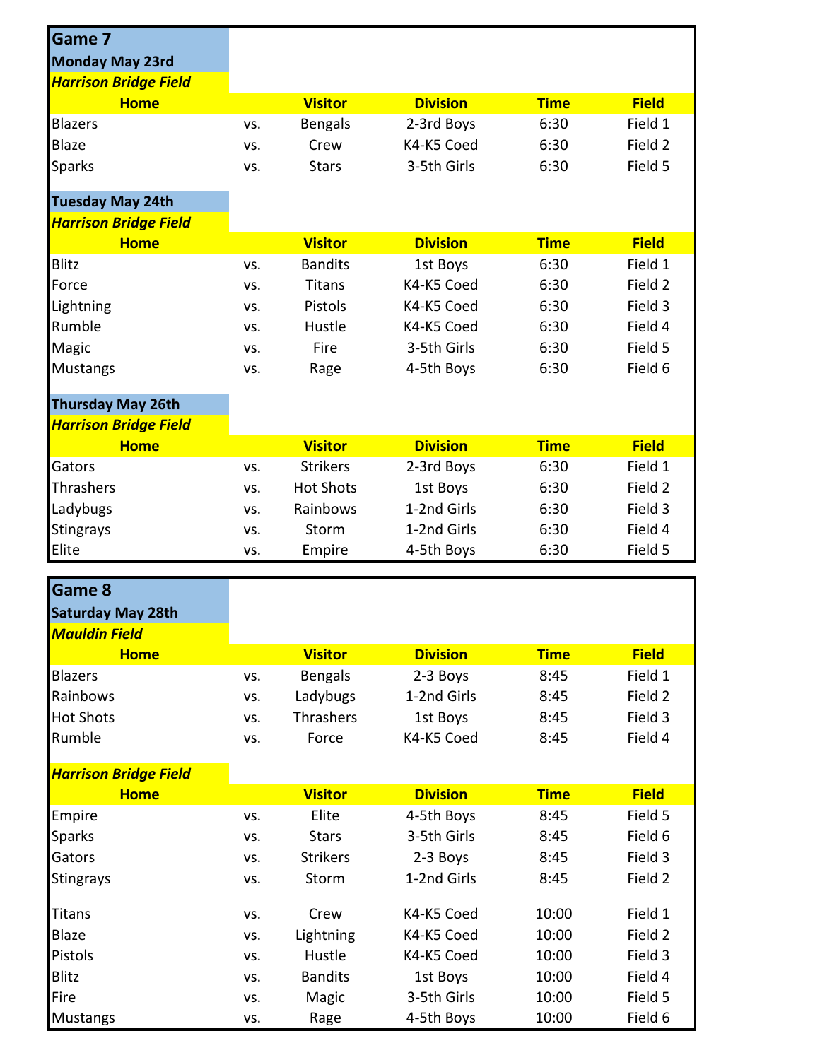## Game 7

**Monday May 23rd**

***Harrison Bridge Field***

| Home | | Visitor | Division | Time | Field |
|---|---|---|---|---|---|
| Blazers | vs. | Bengals | 2-3rd Boys | 6:30 | Field 1 |
| Blaze | vs. | Crew | K4-K5 Coed | 6:30 | Field 2 |
| Sparks | vs. | Stars | 3-5th Girls | 6:30 | Field 5 |

**Tuesday May 24th**

***Harrison Bridge Field***

| Home | | Visitor | Division | Time | Field |
|---|---|---|---|---|---|
| Blitz | vs. | Bandits | 1st Boys | 6:30 | Field 1 |
| Force | vs. | Titans | K4-K5 Coed | 6:30 | Field 2 |
| Lightning | vs. | Pistols | K4-K5 Coed | 6:30 | Field 3 |
| Rumble | vs. | Hustle | K4-K5 Coed | 6:30 | Field 4 |
| Magic | vs. | Fire | 3-5th Girls | 6:30 | Field 5 |
| Mustangs | vs. | Rage | 4-5th Boys | 6:30 | Field 6 |

**Thursday May 26th**

***Harrison Bridge Field***

| Home | | Visitor | Division | Time | Field |
|---|---|---|---|---|---|
| Gators | vs. | Strikers | 2-3rd Boys | 6:30 | Field 1 |
| Thrashers | vs. | Hot Shots | 1st Boys | 6:30 | Field 2 |
| Ladybugs | vs. | Rainbows | 1-2nd Girls | 6:30 | Field 3 |
| Stingrays | vs. | Storm | 1-2nd Girls | 6:30 | Field 4 |
| Elite | vs. | Empire | 4-5th Boys | 6:30 | Field 5 |

## Game 8

**Saturday May 28th**

***Mauldin Field***

| Home | | Visitor | Division | Time | Field |
|---|---|---|---|---|---|
| Blazers | vs. | Bengals | 2-3 Boys | 8:45 | Field 1 |
| Rainbows | vs. | Ladybugs | 1-2nd Girls | 8:45 | Field 2 |
| Hot Shots | vs. | Thrashers | 1st Boys | 8:45 | Field 3 |
| Rumble | vs. | Force | K4-K5 Coed | 8:45 | Field 4 |

***Harrison Bridge Field***

| Home | | Visitor | Division | Time | Field |
|---|---|---|---|---|---|
| Empire | vs. | Elite | 4-5th Boys | 8:45 | Field 5 |
| Sparks | vs. | Stars | 3-5th Girls | 8:45 | Field 6 |
| Gators | vs. | Strikers | 2-3 Boys | 8:45 | Field 3 |
| Stingrays | vs. | Storm | 1-2nd Girls | 8:45 | Field 2 |
| Titans | vs. | Crew | K4-K5 Coed | 10:00 | Field 1 |
| Blaze | vs. | Lightning | K4-K5 Coed | 10:00 | Field 2 |
| Pistols | vs. | Hustle | K4-K5 Coed | 10:00 | Field 3 |
| Blitz | vs. | Bandits | 1st Boys | 10:00 | Field 4 |
| Fire | vs. | Magic | 3-5th Girls | 10:00 | Field 5 |
| Mustangs | vs. | Rage | 4-5th Boys | 10:00 | Field 6 |